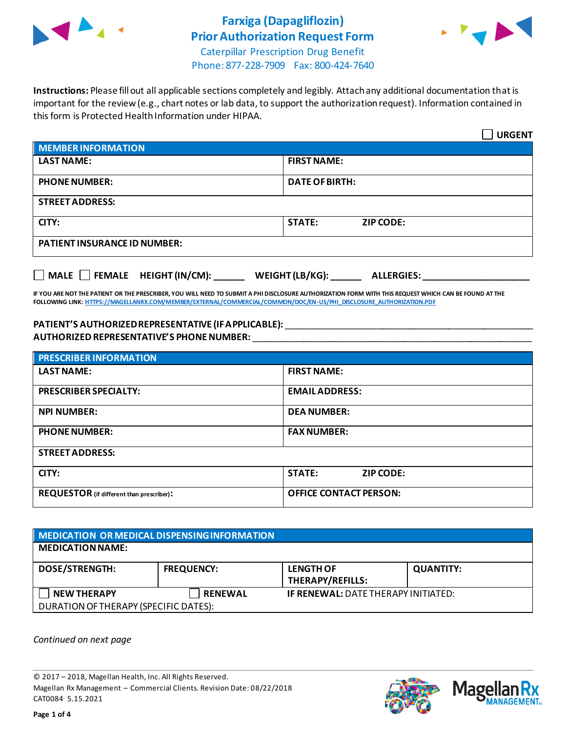# Farxiga (Dapagliflozin) Prior Authorization Request Form

Caterpillar Prescription Drug Benefit
Phone: 877-228-7909 Fax: 800-424-7640

**Instructions:** Please fill out all applicable sections completely and legibly. Attach any additional documentation that is important for the review (e.g., chart notes or lab data, to support the authorization request). Information contained in this form is Protected Health Information under HIPAA.

☐ **URGENT**

| **MEMBER INFORMATION** | |
|---|---|
| **LAST NAME:** | **FIRST NAME:** |
| **PHONE NUMBER:** | **DATE OF BIRTH:** |
| **STREET ADDRESS:** | |
| **CITY:** | **STATE:** **ZIP CODE:** |
| **PATIENT INSURANCE ID NUMBER:** | |

☐ **MALE** ☐ **FEMALE** **HEIGHT (IN/CM):** ______ **WEIGHT (LB/KG):** ______ **ALLERGIES:** ____________________

**IF YOU ARE NOT THE PATIENT OR THE PRESCRIBER, YOU WILL NEED TO SUBMIT A PHI DISCLOSURE AUTHORIZATION FORM WITH THIS REQUEST WHICH CAN BE FOUND AT THE FOLLOWING LINK:** HTTPS://MAGELLANRX.COM/MEMBER/EXTERNAL/COMMERCIAL/COMMON/DOC/EN-US/PHI_DISCLOSURE_AUTHORIZATION.PDF

**PATIENT'S AUTHORIZED REPRESENTATIVE (IF APPLICABLE):** ____________________________________________
**AUTHORIZED REPRESENTATIVE'S PHONE NUMBER:** ____________________________________________

| **PRESCRIBER INFORMATION** | |
|---|---|
| **LAST NAME:** | **FIRST NAME:** |
| **PRESCRIBER SPECIALTY:** | **EMAIL ADDRESS:** |
| **NPI NUMBER:** | **DEA NUMBER:** |
| **PHONE NUMBER:** | **FAX NUMBER:** |
| **STREET ADDRESS:** | |
| **CITY:** | **STATE:** **ZIP CODE:** |
| **REQUESTOR** (if different than prescriber)**:** | **OFFICE CONTACT PERSON:** |

| **MEDICATION OR MEDICAL DISPENSING INFORMATION** | | | |
|---|---|---|---|
| **MEDICATION NAME:** | | | |
| **DOSE/STRENGTH:** | **FREQUENCY:** | **LENGTH OF THERAPY/REFILLS:** | **QUANTITY:** |
| ☐ **NEW THERAPY** | ☐ **RENEWAL** | **IF RENEWAL:** DATE THERAPY INITIATED: | |
| DURATION OF THERAPY (SPECIFIC DATES): | | | |

*Continued on next page*

© 2017 – 2018, Magellan Health, Inc. All Rights Reserved.
Magellan Rx Management – Commercial Clients. Revision Date: 08/22/2018
CAT0084 5.15.2021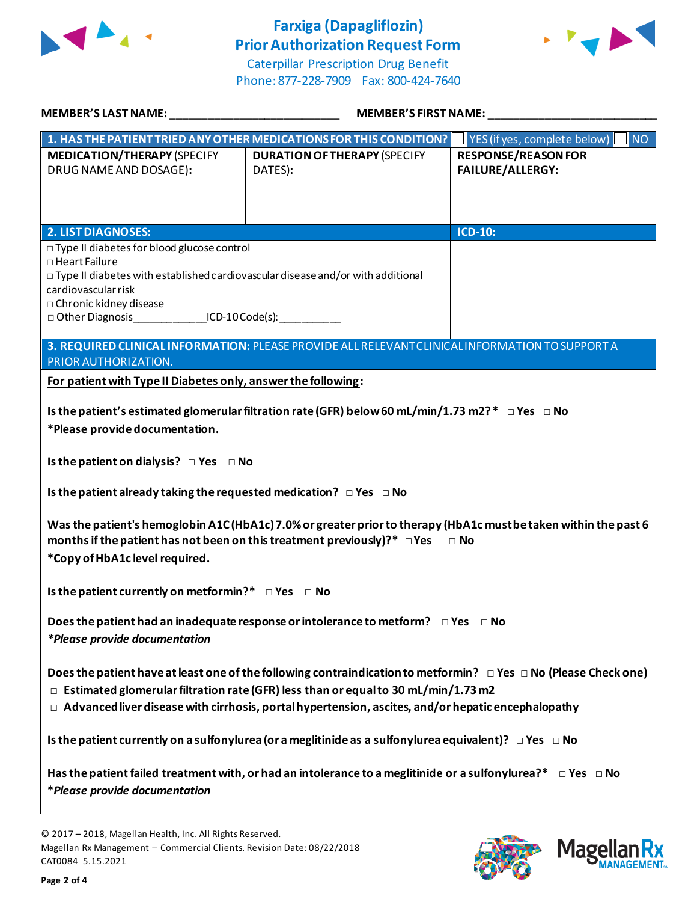# Farxiga (Dapagliflozin) Prior Authorization Request Form

Caterpillar Prescription Drug Benefit
Phone: 877-228-7909 Fax: 800-424-7640

**MEMBER'S LAST NAME:** ___________________________ **MEMBER'S FIRST NAME:** ___________________________

| **1. HAS THE PATIENT TRIED ANY OTHER MEDICATIONS FOR THIS CONDITION?** | | ☐ YES (if yes, complete below) ☐ NO |
|---|---|---|
| **MEDICATION/THERAPY** (SPECIFY DRUG NAME AND DOSAGE): | **DURATION OF THERAPY** (SPECIFY DATES): | **RESPONSE/REASON FOR FAILURE/ALLERGY:** |
| | | |

| **2. LIST DIAGNOSES:** | **ICD-10:** |
|---|---|
| □ Type II diabetes for blood glucose control<br>□ Heart Failure<br>□ Type II diabetes with established cardiovascular disease and/or with additional cardiovascular risk<br>□ Chronic kidney disease<br>□ Other Diagnosis____________ICD-10 Code(s):__________ | |

**3. REQUIRED CLINICAL INFORMATION:** PLEASE PROVIDE ALL RELEVANT CLINICAL INFORMATION TO SUPPORT A PRIOR AUTHORIZATION.

**For patient with Type II Diabetes only, answer the following:**

**Is the patient's estimated glomerular filtration rate (GFR) below 60 mL/min/1.73 m2?* □ Yes □ No**
**\*Please provide documentation.**

**Is the patient on dialysis? □ Yes □ No**

**Is the patient already taking the requested medication? □ Yes □ No**

**Was the patient's hemoglobin A1C (HbA1c) 7.0% or greater prior to therapy (HbA1c must be taken within the past 6 months if the patient has not been on this treatment previously)?* □ Yes □ No**
**\*Copy of HbA1c level required.**

**Is the patient currently on metformin?* □ Yes □ No**

**Does the patient had an inadequate response or intolerance to metform? □ Yes □ No**
***\*Please provide documentation***

**Does the patient have at least one of the following contraindication to metformin? □ Yes □ No (Please Check one)**
- **□ Estimated glomerular filtration rate (GFR) less than or equal to 30 mL/min/1.73 m2**
- **□ Advanced liver disease with cirrhosis, portal hypertension, ascites, and/or hepatic encephalopathy**

**Is the patient currently on a sulfonylurea (or a meglitinide as a sulfonylurea equivalent)? □ Yes □ No**

**Has the patient failed treatment with, or had an intolerance to a meglitinide or a sulfonylurea?* □ Yes □ No**
***\*Please provide documentation***

© 2017 – 2018, Magellan Health, Inc. All Rights Reserved.
Magellan Rx Management – Commercial Clients. Revision Date: 08/22/2018
CAT0084 5.15.2021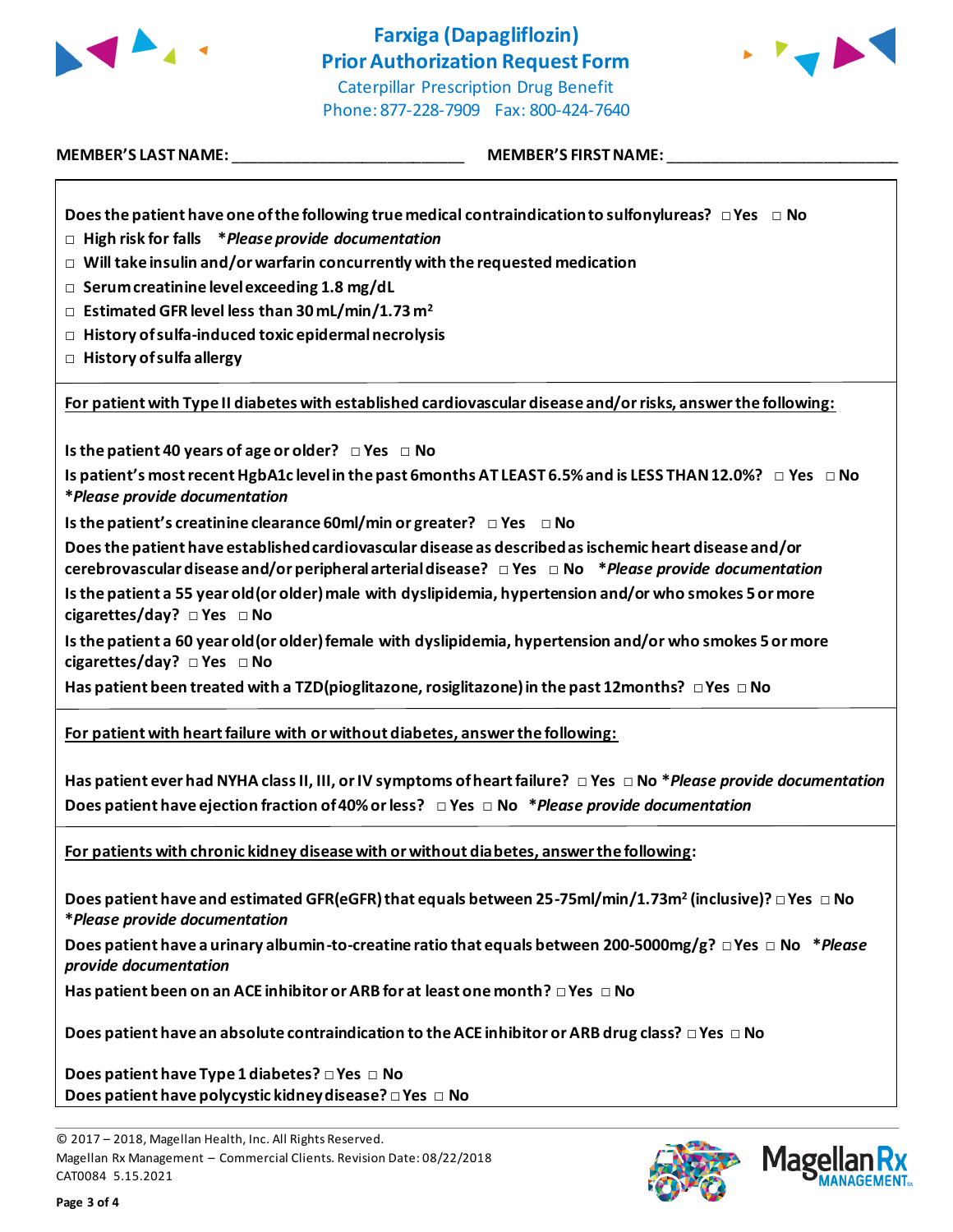# Farxiga (Dapagliflozin)
# Prior Authorization Request Form

Caterpillar Prescription Drug Benefit
Phone: 877-228-7909 Fax: 800-424-7640

**MEMBER'S LAST NAME:** ___________________________ **MEMBER'S FIRST NAME:** ___________________________

**Does the patient have one of the following true medical contraindication to sulfonylureas?** □ Yes □ No

- □ **High risk for falls** ***Please provide documentation***
- □ **Will take insulin and/or warfarin concurrently with the requested medication**
- □ **Serum creatinine level exceeding 1.8 mg/dL**
- □ **Estimated GFR level less than 30 mL/min/1.73 m$^2$**
- □ **History of sulfa-induced toxic epidermal necrolysis**
- □ **History of sulfa allergy**

**For patient with Type II diabetes with established cardiovascular disease and/or risks, answer the following:**

**Is the patient 40 years of age or older?** □ Yes □ No

**Is patient's most recent HgbA1c level in the past 6months AT LEAST 6.5% and is LESS THAN 12.0%?** □ Yes □ No ***Please provide documentation***

**Is the patient's creatinine clearance 60ml/min or greater?** □ Yes □ No

**Does the patient have established cardiovascular disease as described as ischemic heart disease and/or cerebrovascular disease and/or peripheral arterial disease?** □ Yes □ No ***Please provide documentation***

**Is the patient a 55 year old (or older) male with dyslipidemia, hypertension and/or who smokes 5 or more cigarettes/day?** □ Yes □ No

**Is the patient a 60 year old (or older) female with dyslipidemia, hypertension and/or who smokes 5 or more cigarettes/day?** □ Yes □ No

**Has patient been treated with a TZD (pioglitazone, rosiglitazone) in the past 12months?** □ Yes □ No

**For patient with heart failure with or without diabetes, answer the following:**

**Has patient ever had NYHA class II, III, or IV symptoms of heart failure?** □ Yes □ No ***Please provide documentation***

**Does patient have ejection fraction of 40% or less?** □ Yes □ No ***Please provide documentation***

**For patients with chronic kidney disease with or without diabetes, answer the following:**

**Does patient have and estimated GFR (eGFR) that equals between 25-75ml/min/1.73m$^2$ (inclusive)?** □ Yes □ No ***Please provide documentation***

**Does patient have a urinary albumin-to-creatine ratio that equals between 200-5000mg/g?** □ Yes □ No ***Please provide documentation***

**Has patient been on an ACE inhibitor or ARB for at least one month?** □ Yes □ No

**Does patient have an absolute contraindication to the ACE inhibitor or ARB drug class?** □ Yes □ No

**Does patient have Type 1 diabetes?** □ Yes □ No
**Does patient have polycystic kidney disease?** □ Yes □ No

© 2017 – 2018, Magellan Health, Inc. All Rights Reserved.
Magellan Rx Management – Commercial Clients. Revision Date: 08/22/2018
CAT0084 5.15.2021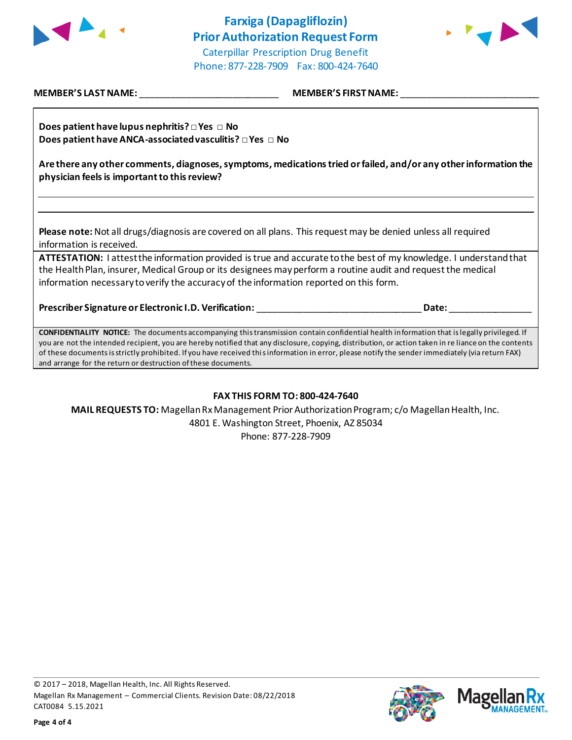# Farxiga (Dapagliflozin) Prior Authorization Request Form

Caterpillar Prescription Drug Benefit
Phone: 877-228-7909 Fax: 800-424-7640

**MEMBER'S LAST NAME:** ___________________________ **MEMBER'S FIRST NAME:** ___________________________

**Does patient have lupus nephritis?** □ **Yes** □ **No**
**Does patient have ANCA-associated vasculitis?** □ **Yes** □ **No**

**Are there any other comments, diagnoses, symptoms, medications tried or failed, and/or any other information the physician feels is important to this review?**

_______________________________________________________________________________

_______________________________________________________________________________

**Please note:** Not all drugs/diagnosis are covered on all plans. This request may be denied unless all required information is received.

**ATTESTATION:** I attest the information provided is true and accurate to the best of my knowledge. I understand that the Health Plan, insurer, Medical Group or its designees may perform a routine audit and request the medical information necessary to verify the accuracy of the information reported on this form.

**Prescriber Signature or Electronic I.D. Verification:** ________________________________ **Date:** ________________

**CONFIDENTIALITY NOTICE:** The documents accompanying this transmission contain confidential health information that is legally privileged. If you are not the intended recipient, you are hereby notified that any disclosure, copying, distribution, or action taken in reliance on the contents of these documents is strictly prohibited. If you have received this information in error, please notify the sender immediately (via return FAX) and arrange for the return or destruction of these documents.

**FAX THIS FORM TO: 800-424-7640**

**MAIL REQUESTS TO:** Magellan Rx Management Prior Authorization Program; c/o Magellan Health, Inc.
4801 E. Washington Street, Phoenix, AZ 85034
Phone: 877-228-7909

© 2017 – 2018, Magellan Health, Inc. All Rights Reserved.
Magellan Rx Management – Commercial Clients. Revision Date: 08/22/2018
CAT0084 5.15.2021